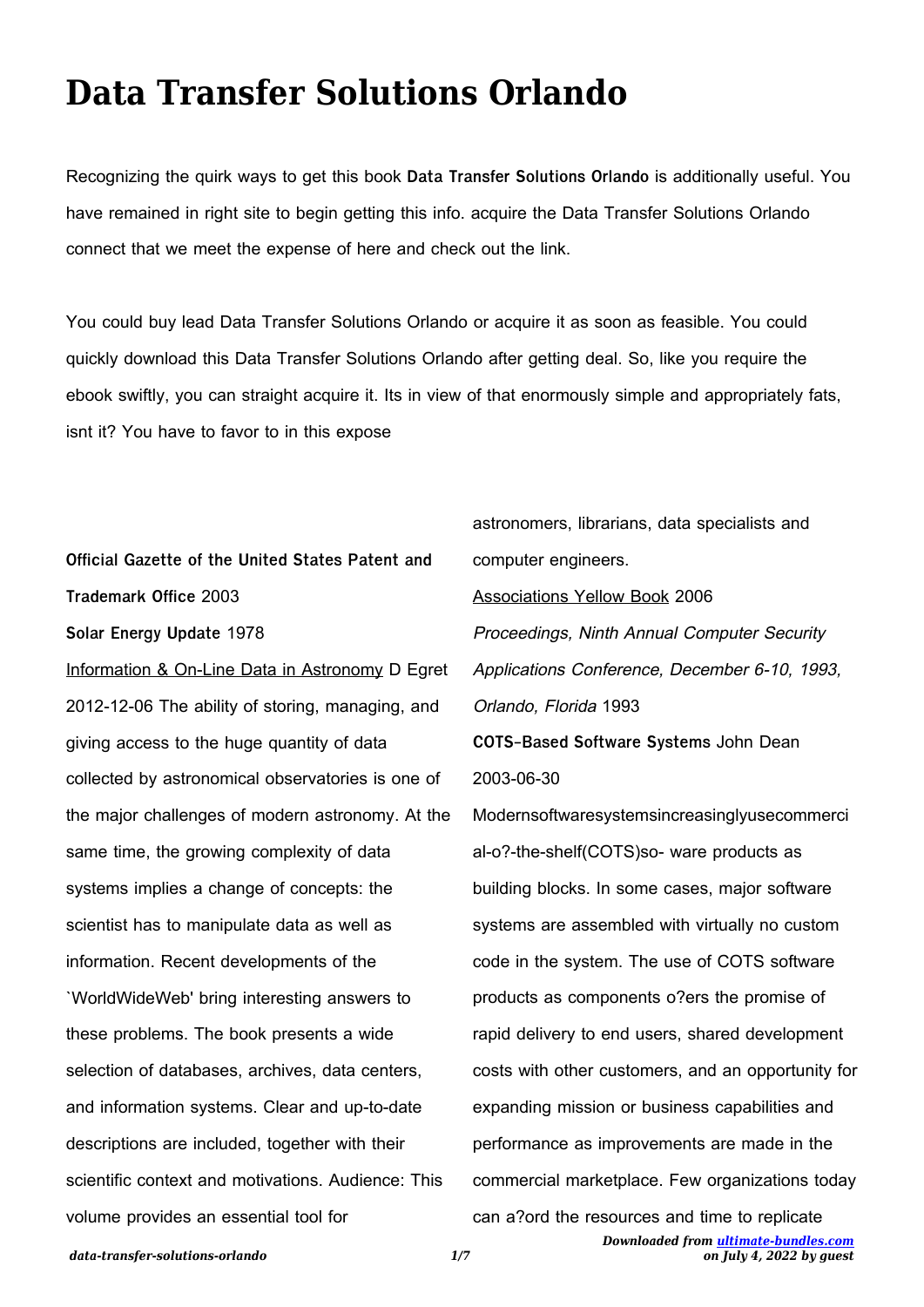# Data Transfer Solutions Orlando

Recognizing the quirk ways to get this book **Data Transfer Solutions Orlando** is additionally useful. You have remained in right site to begin getting this info. acquire the Data Transfer Solutions Orlando connect that we meet the expense of here and check out the link.

You could buy lead Data Transfer Solutions Orlando or acquire it as soon as feasible. You could quickly download this Data Transfer Solutions Orlando after getting deal. So, like you require the ebook swiftly, you can straight acquire it. Its in view of that enormously simple and appropriately fats, isnt it? You have to favor to in this expose

**Official Gazette of the United States Patent and Trademark Office** 2003

**Solar Energy Update** 1978

Information & On-Line Data in Astronomy D Egret 2012-12-06 The ability of storing, managing, and giving access to the huge quantity of data collected by astronomical observatories is one of the major challenges of modern astronomy. At the same time, the growing complexity of data systems implies a change of concepts: the scientist has to manipulate data as well as information. Recent developments of the `WorldWideWeb' bring interesting answers to these problems. The book presents a wide selection of databases, archives, data centers, and information systems. Clear and up-to-date descriptions are included, together with their scientific context and motivations. Audience: This volume provides an essential tool for astronomers, librarians, data specialists and computer engineers.

Associations Yellow Book 2006

*Proceedings, Ninth Annual Computer Security Applications Conference, December 6-10, 1993, Orlando, Florida* 1993

**COTS-Based Software Systems** John Dean 2003-06-30 Modernsoftwaresystemsincreasinglyusecommercial-o?-the-shelf(COTS)so- ware products as building blocks. In some cases, major software systems are assembled with virtually no custom code in the system. The use of COTS software products as components o?ers the promise of rapid delivery to end users, shared development costs with other customers, and an opportunity for expanding mission or business capabilities and performance as improvements are made in the commercial marketplace. Few organizations today can a?ord the resources and time to replicate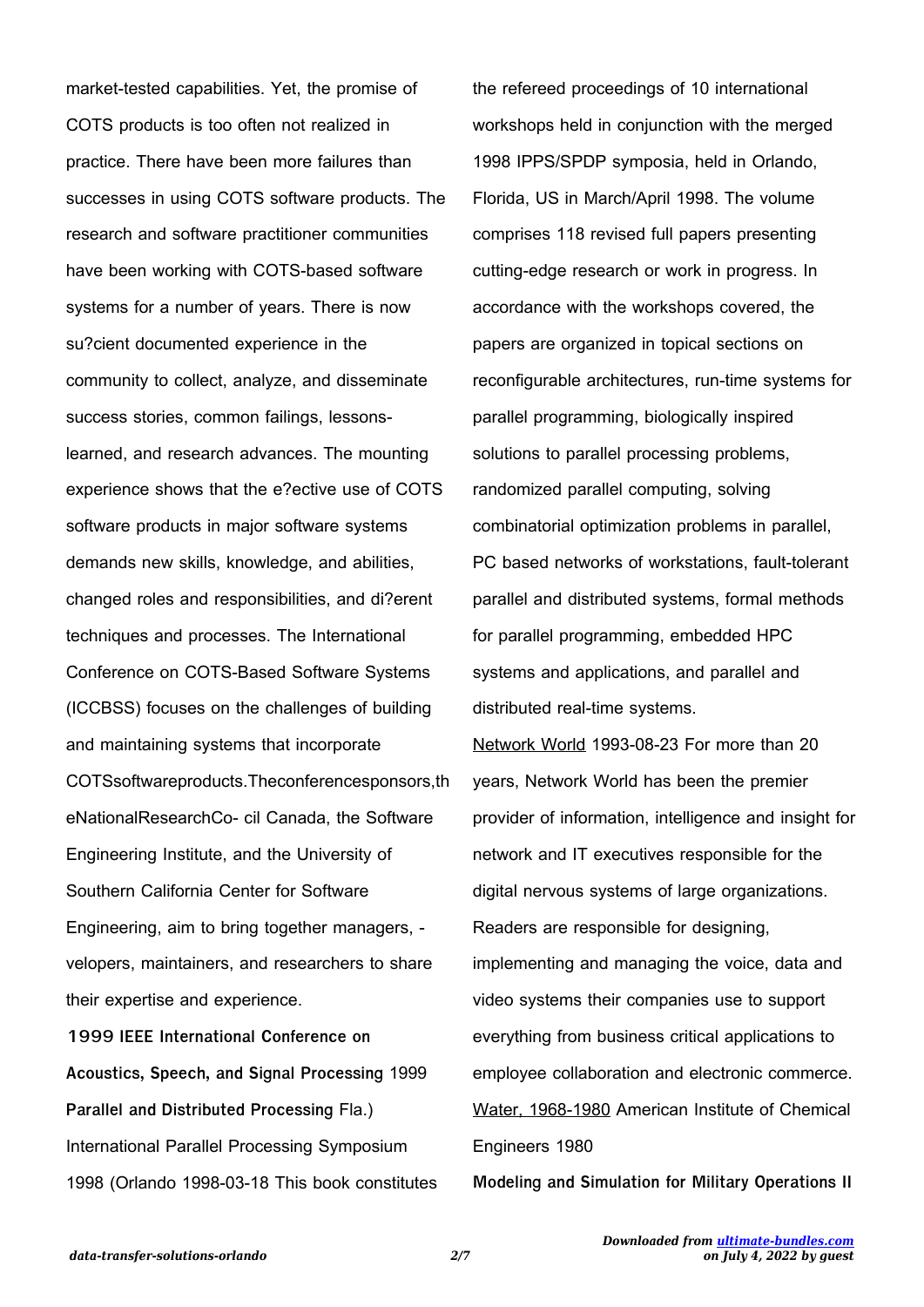market-tested capabilities. Yet, the promise of COTS products is too often not realized in practice. There have been more failures than successes in using COTS software products. The research and software practitioner communities have been working with COTS-based software systems for a number of years. There is now su?cient documented experience in the community to collect, analyze, and disseminate success stories, common failings, lessons-learned, and research advances. The mounting experience shows that the e?ective use of COTS software products in major software systems demands new skills, knowledge, and abilities, changed roles and responsibilities, and di?erent techniques and processes. The International Conference on COTS-Based Software Systems (ICCBSS) focuses on the challenges of building and maintaining systems that incorporate COTSsoftwareproducts.Theconferencesponsors,theNationalResearchCo- cil Canada, the Software Engineering Institute, and the University of Southern California Center for Software Engineering, aim to bring together managers, -velopers, maintainers, and researchers to share their expertise and experience.

**1999 IEEE International Conference on Acoustics, Speech, and Signal Processing** 1999

**Parallel and Distributed Processing** Fla.) International Parallel Processing Symposium 1998 (Orlando 1998-03-18 This book constitutes the refereed proceedings of 10 international workshops held in conjunction with the merged 1998 IPPS/SPDP symposia, held in Orlando, Florida, US in March/April 1998. The volume comprises 118 revised full papers presenting cutting-edge research or work in progress. In accordance with the workshops covered, the papers are organized in topical sections on reconfigurable architectures, run-time systems for parallel programming, biologically inspired solutions to parallel processing problems, randomized parallel computing, solving combinatorial optimization problems in parallel, PC based networks of workstations, fault-tolerant parallel and distributed systems, formal methods for parallel programming, embedded HPC systems and applications, and parallel and distributed real-time systems.

Network World 1993-08-23 For more than 20 years, Network World has been the premier provider of information, intelligence and insight for network and IT executives responsible for the digital nervous systems of large organizations. Readers are responsible for designing, implementing and managing the voice, data and video systems their companies use to support everything from business critical applications to employee collaboration and electronic commerce.

Water, 1968-1980 American Institute of Chemical Engineers 1980

**Modeling and Simulation for Military Operations II**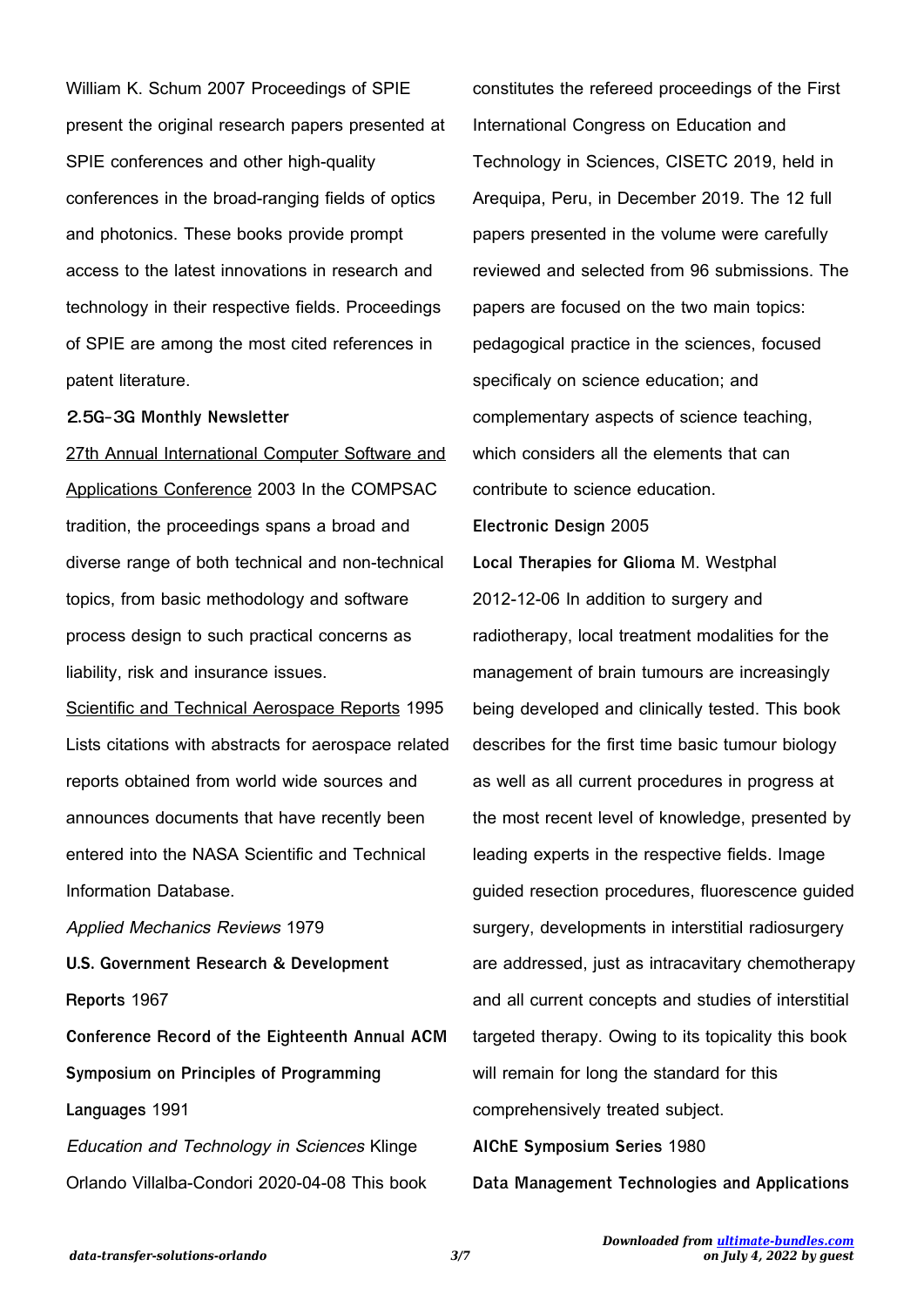William K. Schum 2007 Proceedings of SPIE present the original research papers presented at SPIE conferences and other high-quality conferences in the broad-ranging fields of optics and photonics. These books provide prompt access to the latest innovations in research and technology in their respective fields. Proceedings of SPIE are among the most cited references in patent literature.

**2.5G-3G Monthly Newsletter**

27th Annual International Computer Software and Applications Conference 2003 In the COMPSAC tradition, the proceedings spans a broad and diverse range of both technical and non-technical topics, from basic methodology and software process design to such practical concerns as liability, risk and insurance issues.

Scientific and Technical Aerospace Reports 1995 Lists citations with abstracts for aerospace related reports obtained from world wide sources and announces documents that have recently been entered into the NASA Scientific and Technical Information Database.

*Applied Mechanics Reviews* 1979

**U.S. Government Research & Development Reports** 1967

**Conference Record of the Eighteenth Annual ACM Symposium on Principles of Programming Languages** 1991

*Education and Technology in Sciences* Klinge Orlando Villalba-Condori 2020-04-08 This book constitutes the refereed proceedings of the First International Congress on Education and Technology in Sciences, CISETC 2019, held in Arequipa, Peru, in December 2019. The 12 full papers presented in the volume were carefully reviewed and selected from 96 submissions. The papers are focused on the two main topics: pedagogical practice in the sciences, focused specificaly on science education; and complementary aspects of science teaching, which considers all the elements that can contribute to science education.

**Electronic Design** 2005

**Local Therapies for Glioma** M. Westphal 2012-12-06 In addition to surgery and radiotherapy, local treatment modalities for the management of brain tumours are increasingly being developed and clinically tested. This book describes for the first time basic tumour biology as well as all current procedures in progress at the most recent level of knowledge, presented by leading experts in the respective fields. Image guided resection procedures, fluorescence guided surgery, developments in interstitial radiosurgery are addressed, just as intracavitary chemotherapy and all current concepts and studies of interstitial targeted therapy. Owing to its topicality this book will remain for long the standard for this comprehensively treated subject.

**AIChE Symposium Series** 1980

**Data Management Technologies and Applications**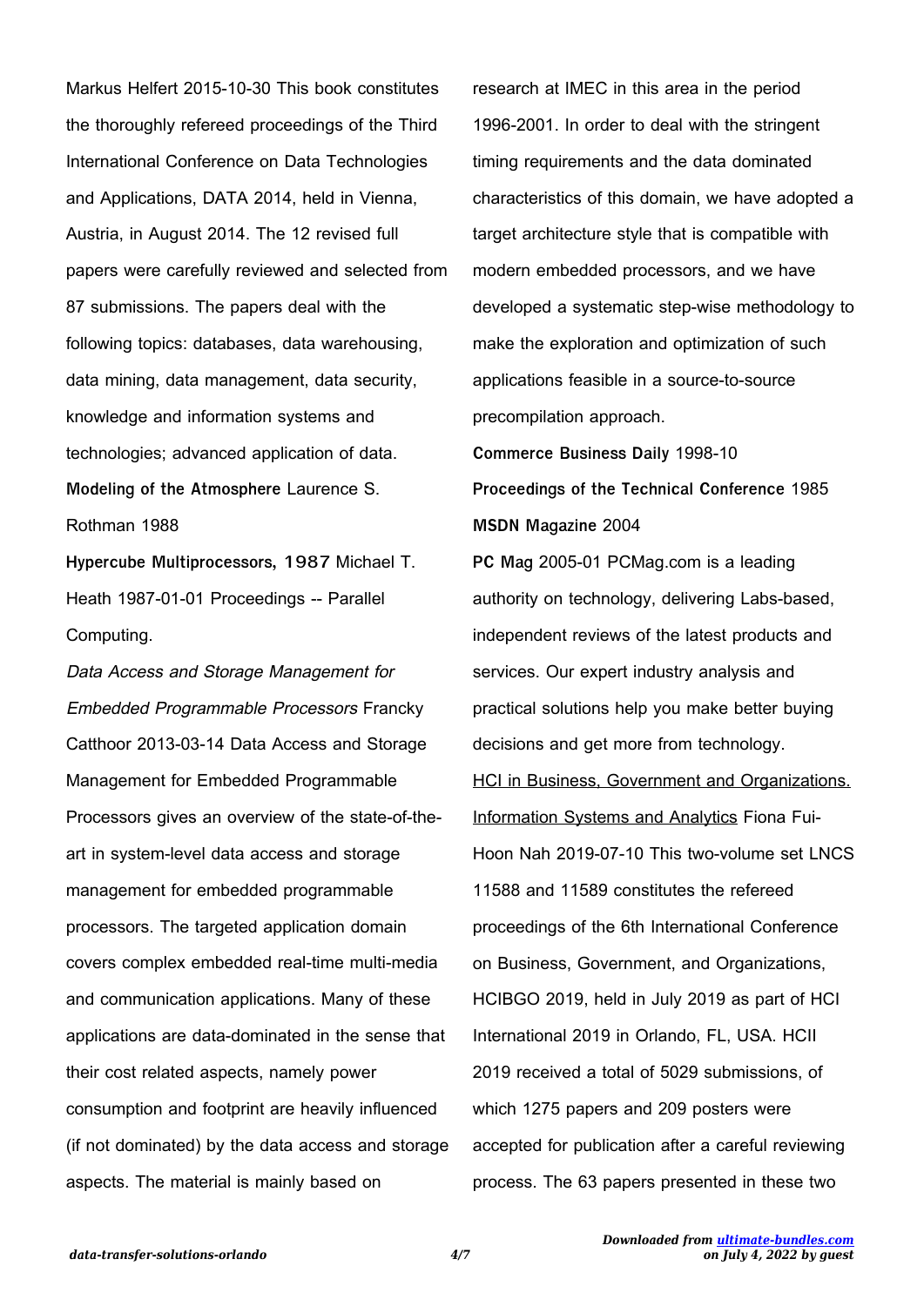Markus Helfert 2015-10-30 This book constitutes the thoroughly refereed proceedings of the Third International Conference on Data Technologies and Applications, DATA 2014, held in Vienna, Austria, in August 2014. The 12 revised full papers were carefully reviewed and selected from 87 submissions. The papers deal with the following topics: databases, data warehousing, data mining, data management, data security, knowledge and information systems and technologies; advanced application of data.

**Modeling of the Atmosphere** Laurence S. Rothman 1988

**Hypercube Multiprocessors, 1987** Michael T. Heath 1987-01-01 Proceedings -- Parallel Computing.

*Data Access and Storage Management for Embedded Programmable Processors* Francky Catthoor 2013-03-14 Data Access and Storage Management for Embedded Programmable Processors gives an overview of the state-of-the-art in system-level data access and storage management for embedded programmable processors. The targeted application domain covers complex embedded real-time multi-media and communication applications. Many of these applications are data-dominated in the sense that their cost related aspects, namely power consumption and footprint are heavily influenced (if not dominated) by the data access and storage aspects. The material is mainly based on research at IMEC in this area in the period 1996-2001. In order to deal with the stringent timing requirements and the data dominated characteristics of this domain, we have adopted a target architecture style that is compatible with modern embedded processors, and we have developed a systematic step-wise methodology to make the exploration and optimization of such applications feasible in a source-to-source precompilation approach.

**Commerce Business Daily** 1998-10

**Proceedings of the Technical Conference** 1985

**MSDN Magazine** 2004

**PC Mag** 2005-01 PCMag.com is a leading authority on technology, delivering Labs-based, independent reviews of the latest products and services. Our expert industry analysis and practical solutions help you make better buying decisions and get more from technology.

HCI in Business, Government and Organizations. Information Systems and Analytics Fiona Fui-Hoon Nah 2019-07-10 This two-volume set LNCS 11588 and 11589 constitutes the refereed proceedings of the 6th International Conference on Business, Government, and Organizations, HCIBGO 2019, held in July 2019 as part of HCI International 2019 in Orlando, FL, USA. HCII 2019 received a total of 5029 submissions, of which 1275 papers and 209 posters were accepted for publication after a careful reviewing process. The 63 papers presented in these two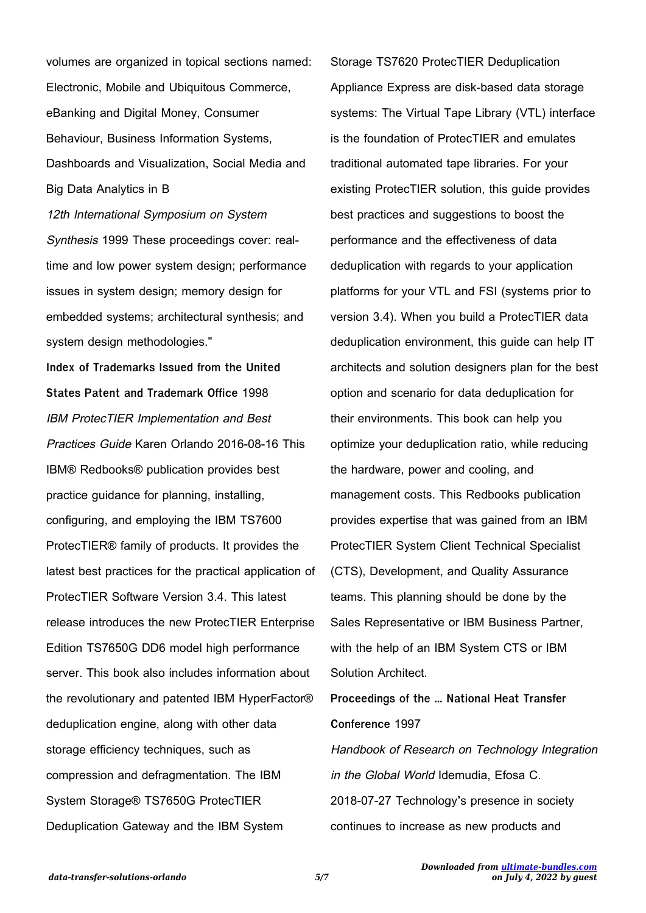volumes are organized in topical sections named: Electronic, Mobile and Ubiquitous Commerce, eBanking and Digital Money, Consumer Behaviour, Business Information Systems, Dashboards and Visualization, Social Media and Big Data Analytics in B

*12th International Symposium on System Synthesis* 1999 These proceedings cover: real-time and low power system design; performance issues in system design; memory design for embedded systems; architectural synthesis; and system design methodologies."

**Index of Trademarks Issued from the United States Patent and Trademark Office** 1998

*IBM ProtecTIER Implementation and Best Practices Guide* Karen Orlando 2016-08-16 This IBM® Redbooks® publication provides best practice guidance for planning, installing, configuring, and employing the IBM TS7600 ProtecTIER® family of products. It provides the latest best practices for the practical application of ProtecTIER Software Version 3.4. This latest release introduces the new ProtecTIER Enterprise Edition TS7650G DD6 model high performance server. This book also includes information about the revolutionary and patented IBM HyperFactor® deduplication engine, along with other data storage efficiency techniques, such as compression and defragmentation. The IBM System Storage® TS7650G ProtecTIER Deduplication Gateway and the IBM System Storage TS7620 ProtecTIER Deduplication Appliance Express are disk-based data storage systems: The Virtual Tape Library (VTL) interface is the foundation of ProtecTIER and emulates traditional automated tape libraries. For your existing ProtecTIER solution, this guide provides best practices and suggestions to boost the performance and the effectiveness of data deduplication with regards to your application platforms for your VTL and FSI (systems prior to version 3.4). When you build a ProtecTIER data deduplication environment, this guide can help IT architects and solution designers plan for the best option and scenario for data deduplication for their environments. This book can help you optimize your deduplication ratio, while reducing the hardware, power and cooling, and management costs. This Redbooks publication provides expertise that was gained from an IBM ProtecTIER System Client Technical Specialist (CTS), Development, and Quality Assurance teams. This planning should be done by the Sales Representative or IBM Business Partner, with the help of an IBM System CTS or IBM Solution Architect.

**Proceedings of the ... National Heat Transfer Conference** 1997

*Handbook of Research on Technology Integration in the Global World* Idemudia, Efosa C. 2018-07-27 Technology's presence in society continues to increase as new products and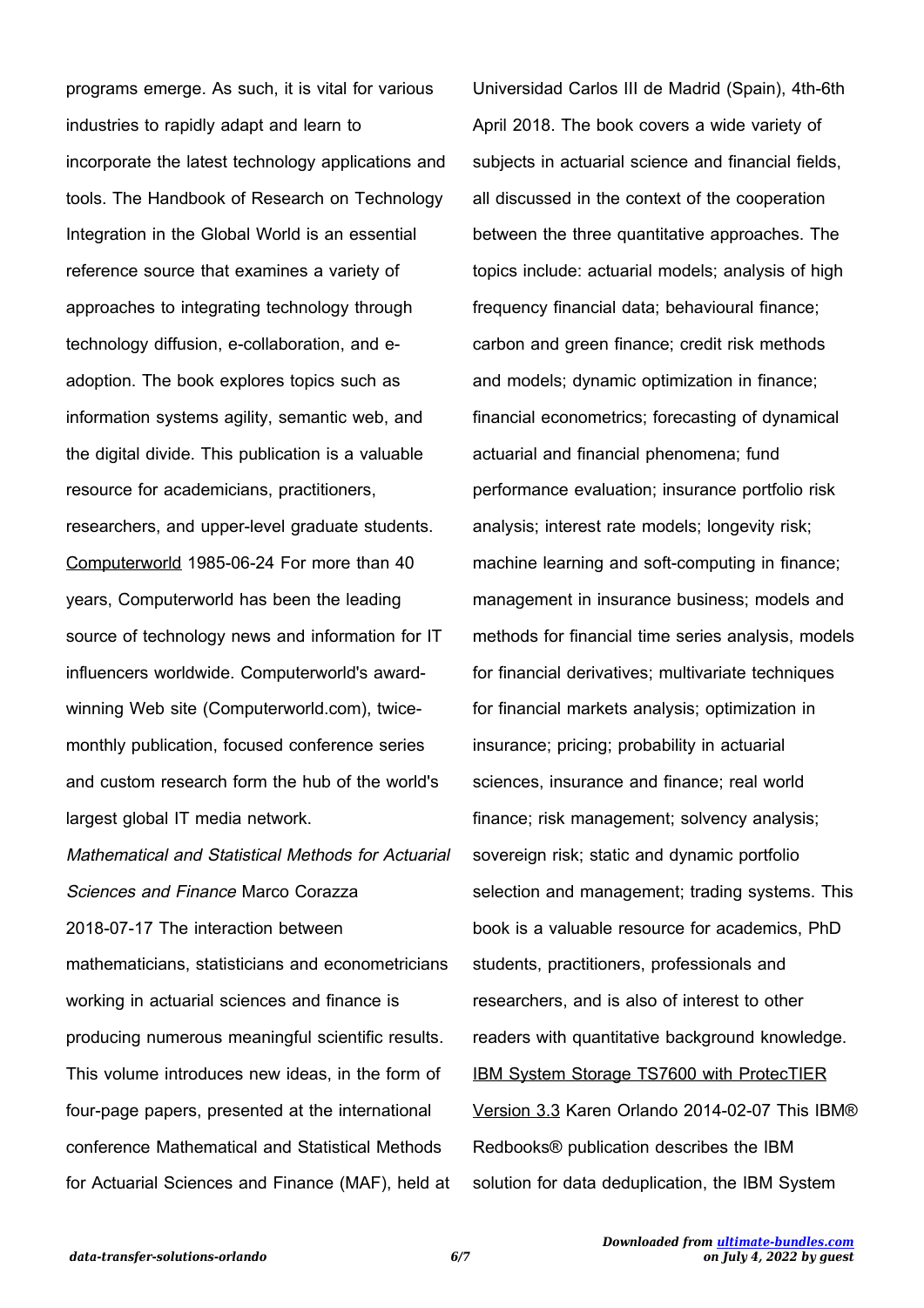programs emerge. As such, it is vital for various industries to rapidly adapt and learn to incorporate the latest technology applications and tools. The Handbook of Research on Technology Integration in the Global World is an essential reference source that examines a variety of approaches to integrating technology through technology diffusion, e-collaboration, and e-adoption. The book explores topics such as information systems agility, semantic web, and the digital divide. This publication is a valuable resource for academicians, practitioners, researchers, and upper-level graduate students.

Computerworld 1985-06-24 For more than 40 years, Computerworld has been the leading source of technology news and information for IT influencers worldwide. Computerworld's award-winning Web site (Computerworld.com), twice-monthly publication, focused conference series and custom research form the hub of the world's largest global IT media network.

*Mathematical and Statistical Methods for Actuarial Sciences and Finance* Marco Corazza 2018-07-17 The interaction between mathematicians, statisticians and econometricians working in actuarial sciences and finance is producing numerous meaningful scientific results. This volume introduces new ideas, in the form of four-page papers, presented at the international conference Mathematical and Statistical Methods for Actuarial Sciences and Finance (MAF), held at Universidad Carlos III de Madrid (Spain), 4th-6th April 2018. The book covers a wide variety of subjects in actuarial science and financial fields, all discussed in the context of the cooperation between the three quantitative approaches. The topics include: actuarial models; analysis of high frequency financial data; behavioural finance; carbon and green finance; credit risk methods and models; dynamic optimization in finance; financial econometrics; forecasting of dynamical actuarial and financial phenomena; fund performance evaluation; insurance portfolio risk analysis; interest rate models; longevity risk; machine learning and soft-computing in finance; management in insurance business; models and methods for financial time series analysis, models for financial derivatives; multivariate techniques for financial markets analysis; optimization in insurance; pricing; probability in actuarial sciences, insurance and finance; real world finance; risk management; solvency analysis; sovereign risk; static and dynamic portfolio selection and management; trading systems. This book is a valuable resource for academics, PhD students, practitioners, professionals and researchers, and is also of interest to other readers with quantitative background knowledge.

IBM System Storage TS7600 with ProtecTIER Version 3.3 Karen Orlando 2014-02-07 This IBM® Redbooks® publication describes the IBM solution for data deduplication, the IBM System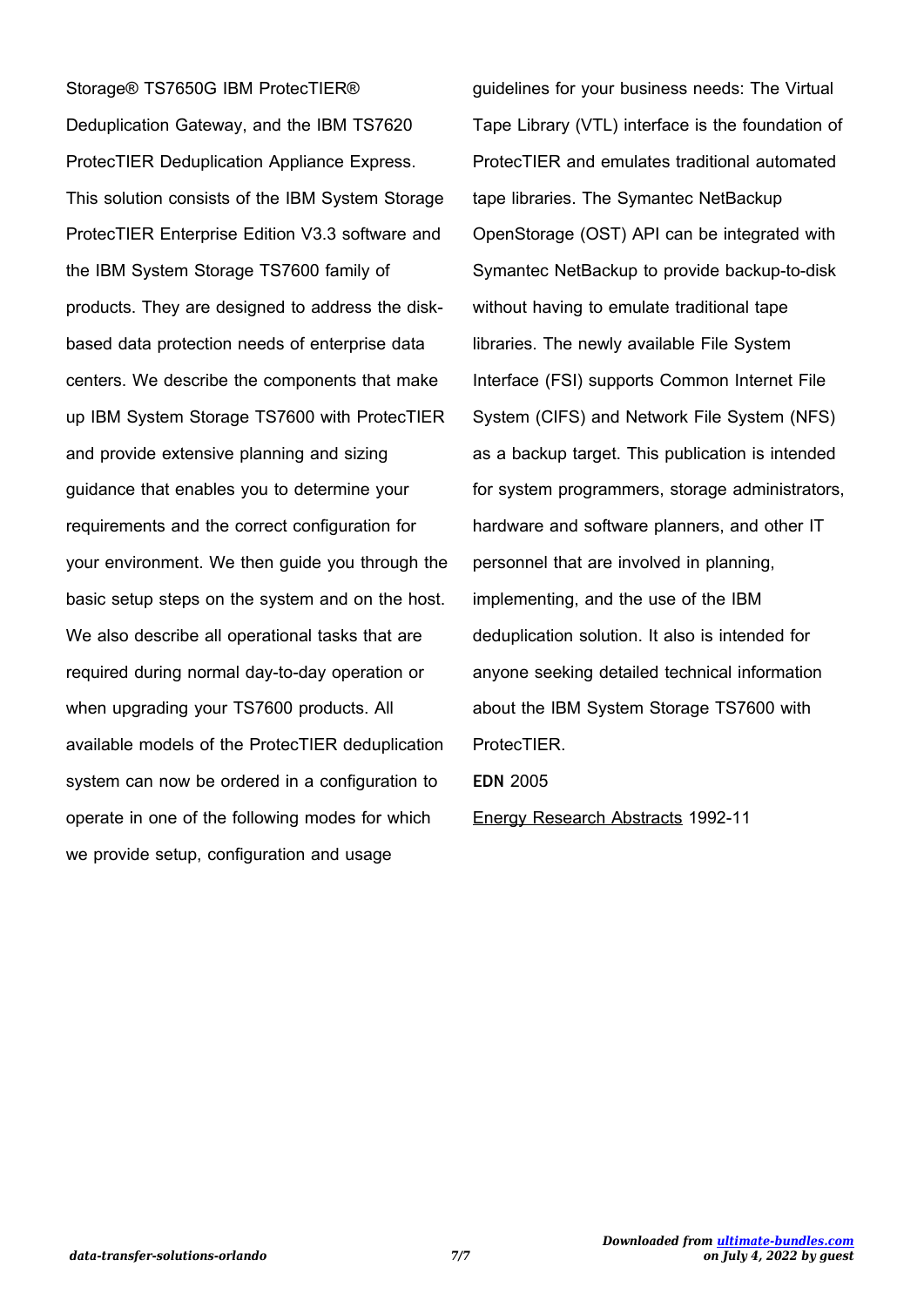Storage® TS7650G IBM ProtecTIER® Deduplication Gateway, and the IBM TS7620 ProtecTIER Deduplication Appliance Express. This solution consists of the IBM System Storage ProtecTIER Enterprise Edition V3.3 software and the IBM System Storage TS7600 family of products. They are designed to address the disk-based data protection needs of enterprise data centers. We describe the components that make up IBM System Storage TS7600 with ProtecTIER and provide extensive planning and sizing guidance that enables you to determine your requirements and the correct configuration for your environment. We then guide you through the basic setup steps on the system and on the host. We also describe all operational tasks that are required during normal day-to-day operation or when upgrading your TS7600 products. All available models of the ProtecTIER deduplication system can now be ordered in a configuration to operate in one of the following modes for which we provide setup, configuration and usage guidelines for your business needs: The Virtual Tape Library (VTL) interface is the foundation of ProtecTIER and emulates traditional automated tape libraries. The Symantec NetBackup OpenStorage (OST) API can be integrated with Symantec NetBackup to provide backup-to-disk without having to emulate traditional tape libraries. The newly available File System Interface (FSI) supports Common Internet File System (CIFS) and Network File System (NFS) as a backup target. This publication is intended for system programmers, storage administrators, hardware and software planners, and other IT personnel that are involved in planning, implementing, and the use of the IBM deduplication solution. It also is intended for anyone seeking detailed technical information about the IBM System Storage TS7600 with ProtecTIER.

**EDN** 2005

Energy Research Abstracts 1992-11